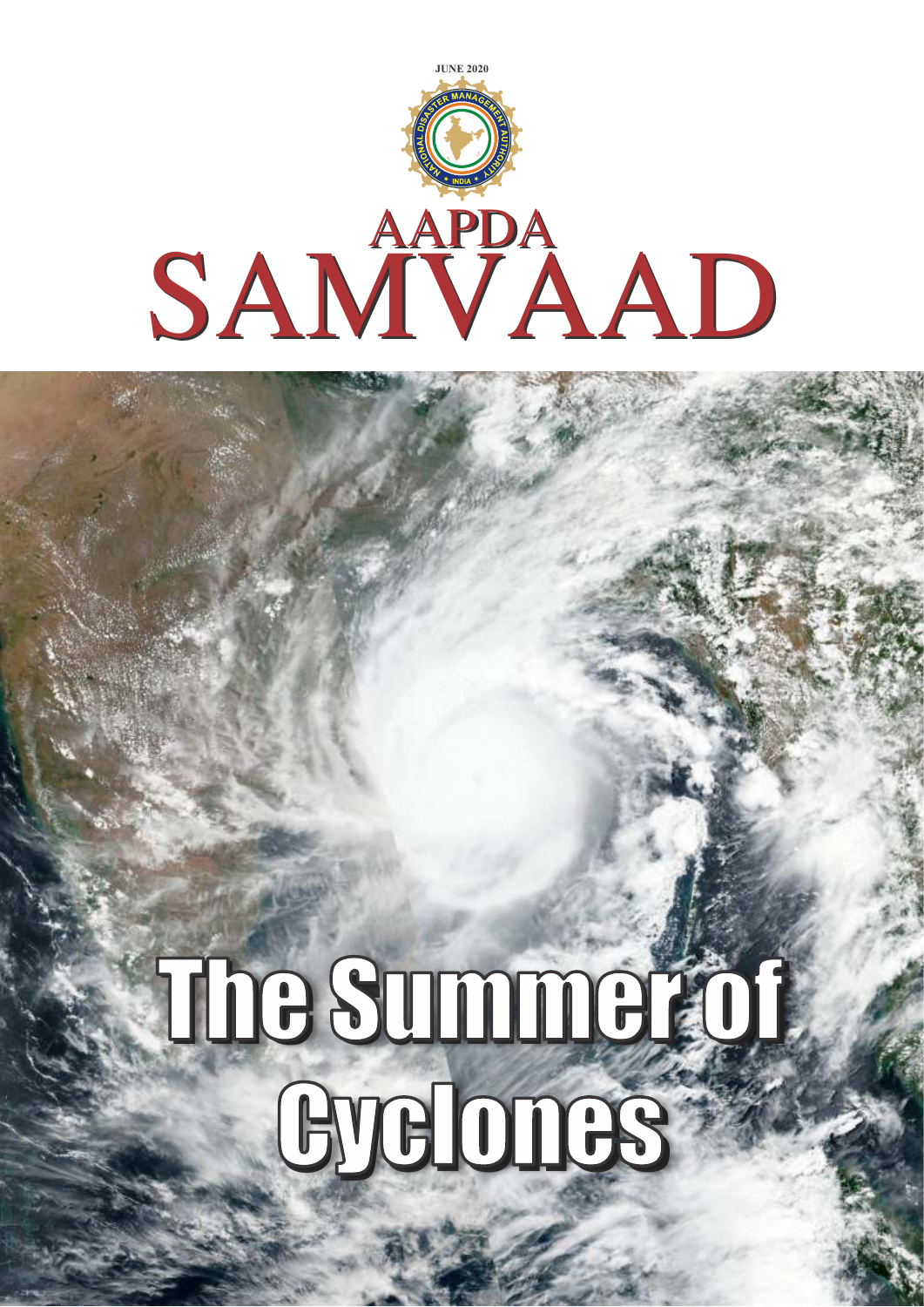JUNE 2020

NATIONAL DISASTER MANAGEMENT AUTHORITY ★ INDIA ★

# AAPDA SAMVAAD

# The Summer of Cyclones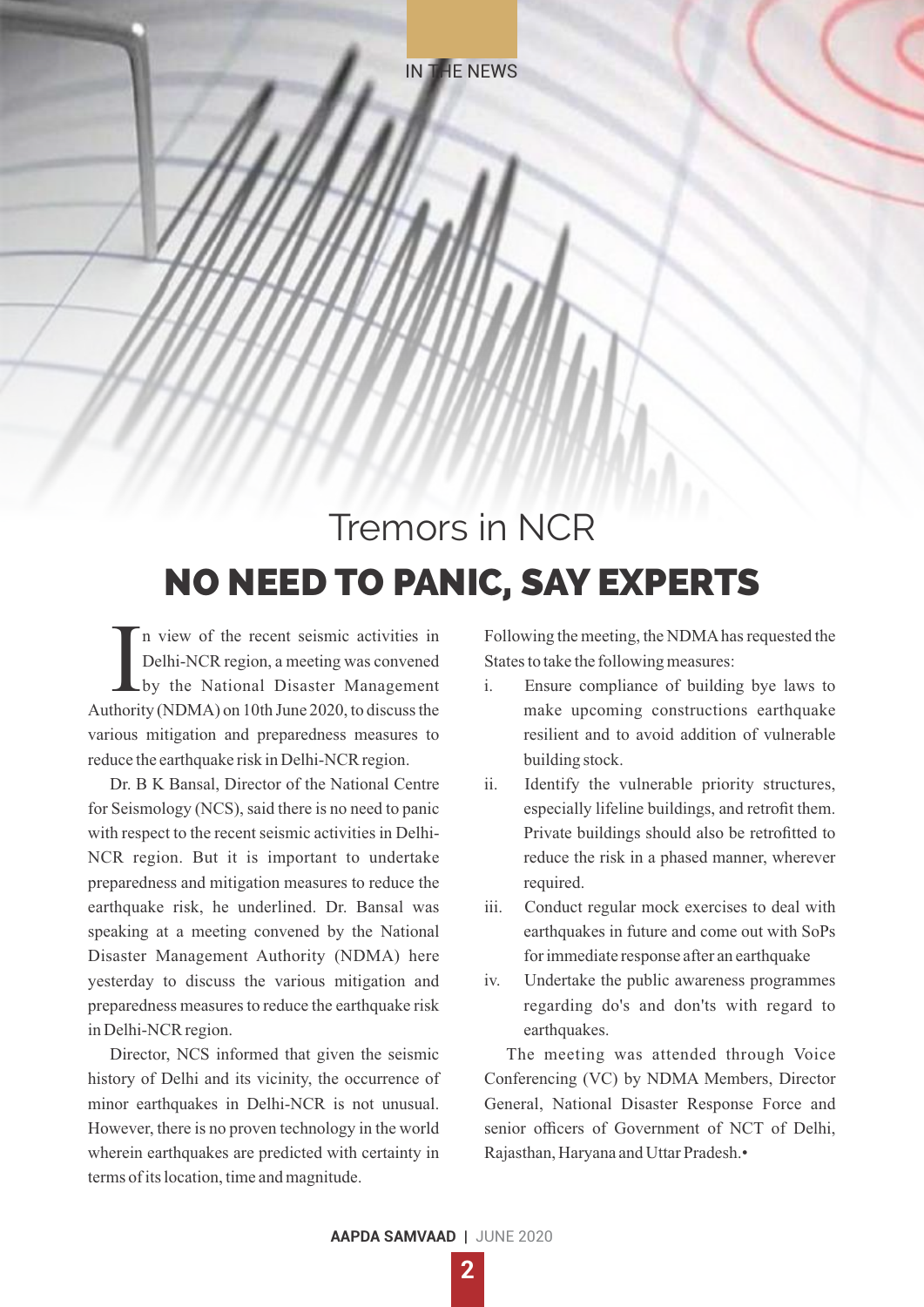IN THE NEWS

# Tremors in NCR

# NO NEED TO PANIC, SAY EXPERTS

In view of the recent seismic activities in Delhi-NCR region, a meeting was convened by the National Disaster Management Authority (NDMA) on 10th June 2020, to discuss the various mitigation and preparedness measures to reduce the earthquake risk in Delhi-NCR region.

Dr. B K Bansal, Director of the National Centre for Seismology (NCS), said there is no need to panic with respect to the recent seismic activities in Delhi-NCR region. But it is important to undertake preparedness and mitigation measures to reduce the earthquake risk, he underlined. Dr. Bansal was speaking at a meeting convened by the National Disaster Management Authority (NDMA) here yesterday to discuss the various mitigation and preparedness measures to reduce the earthquake risk in Delhi-NCR region.

Director, NCS informed that given the seismic history of Delhi and its vicinity, the occurrence of minor earthquakes in Delhi-NCR is not unusual. However, there is no proven technology in the world wherein earthquakes are predicted with certainty in terms of its location, time and magnitude.

Following the meeting, the NDMA has requested the States to take the following measures:

i. Ensure compliance of building bye laws to make upcoming constructions earthquake resilient and to avoid addition of vulnerable building stock.

ii. Identify the vulnerable priority structures, especially lifeline buildings, and retrofit them. Private buildings should also be retrofitted to reduce the risk in a phased manner, wherever required.

iii. Conduct regular mock exercises to deal with earthquakes in future and come out with SoPs for immediate response after an earthquake

iv. Undertake the public awareness programmes regarding do's and don'ts with regard to earthquakes.

The meeting was attended through Voice Conferencing (VC) by NDMA Members, Director General, National Disaster Response Force and senior officers of Government of NCT of Delhi, Rajasthan, Haryana and Uttar Pradesh.•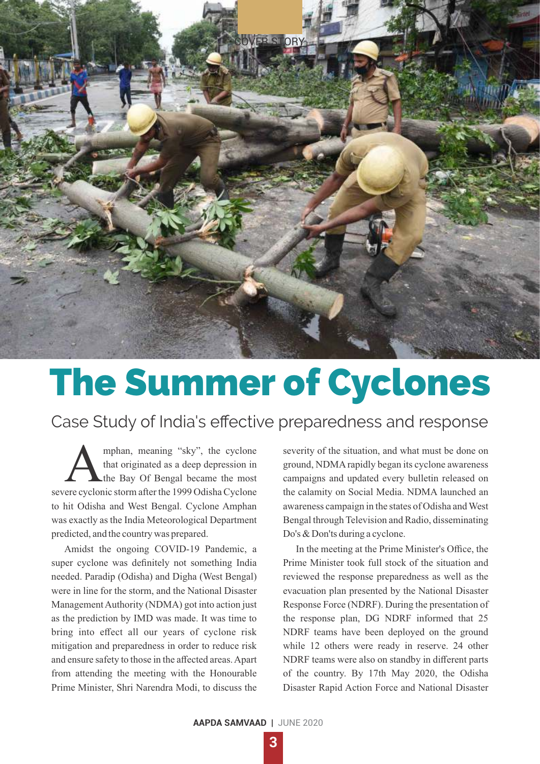COVER STORY

# The Summer of Cyclones

## Case Study of India's effective preparedness and response

Amphan, meaning "sky", the cyclone that originated as a deep depression in the Bay Of Bengal became the most severe cyclonic storm after the 1999 Odisha Cyclone to hit Odisha and West Bengal. Cyclone Amphan was exactly as the India Meteorological Department predicted, and the country was prepared.

Amidst the ongoing COVID-19 Pandemic, a super cyclone was definitely not something India needed. Paradip (Odisha) and Digha (West Bengal) were in line for the storm, and the National Disaster Management Authority (NDMA) got into action just as the prediction by IMD was made. It was time to bring into effect all our years of cyclone risk mitigation and preparedness in order to reduce risk and ensure safety to those in the affected areas. Apart from attending the meeting with the Honourable Prime Minister, Shri Narendra Modi, to discuss the severity of the situation, and what must be done on ground, NDMA rapidly began its cyclone awareness campaigns and updated every bulletin released on the calamity on Social Media. NDMA launched an awareness campaign in the states of Odisha and West Bengal through Television and Radio, disseminating Do's & Don'ts during a cyclone.

In the meeting at the Prime Minister's Office, the Prime Minister took full stock of the situation and reviewed the response preparedness as well as the evacuation plan presented by the National Disaster Response Force (NDRF). During the presentation of the response plan, DG NDRF informed that 25 NDRF teams have been deployed on the ground while 12 others were ready in reserve. 24 other NDRF teams were also on standby in different parts of the country. By 17th May 2020, the Odisha Disaster Rapid Action Force and National Disaster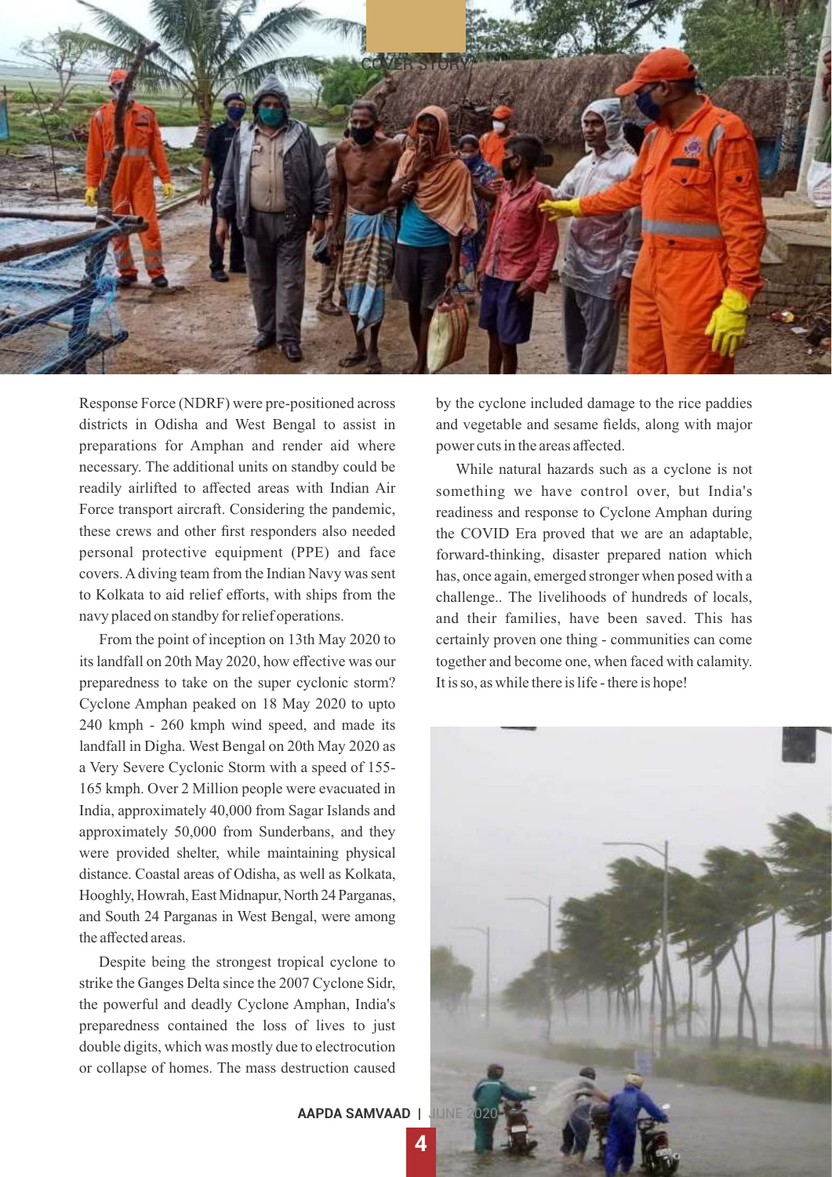Response Force (NDRF) were pre-positioned across districts in Odisha and West Bengal to assist in preparations for Amphan and render aid where necessary. The additional units on standby could be readily airlifted to affected areas with Indian Air Force transport aircraft. Considering the pandemic, these crews and other first responders also needed personal protective equipment (PPE) and face covers. A diving team from the Indian Navy was sent to Kolkata to aid relief efforts, with ships from the navy placed on standby for relief operations.

From the point of inception on 13th May 2020 to its landfall on 20th May 2020, how effective was our preparedness to take on the super cyclonic storm? Cyclone Amphan peaked on 18 May 2020 to upto 240 kmph - 260 kmph wind speed, and made its landfall in Digha. West Bengal on 20th May 2020 as a Very Severe Cyclonic Storm with a speed of 155-165 kmph. Over 2 Million people were evacuated in India, approximately 40,000 from Sagar Islands and approximately 50,000 from Sunderbans, and they were provided shelter, while maintaining physical distance. Coastal areas of Odisha, as well as Kolkata, Hooghly, Howrah, East Midnapur, North 24 Parganas, and South 24 Parganas in West Bengal, were among the affected areas.

Despite being the strongest tropical cyclone to strike the Ganges Delta since the 2007 Cyclone Sidr, the powerful and deadly Cyclone Amphan, India's preparedness contained the loss of lives to just double digits, which was mostly due to electrocution or collapse of homes. The mass destruction caused by the cyclone included damage to the rice paddies and vegetable and sesame fields, along with major power cuts in the areas affected.

While natural hazards such as a cyclone is not something we have control over, but India's readiness and response to Cyclone Amphan during the COVID Era proved that we are an adaptable, forward-thinking, disaster prepared nation which has, once again, emerged stronger when posed with a challenge.. The livelihoods of hundreds of locals, and their families, have been saved. This has certainly proven one thing - communities can come together and become one, when faced with calamity. It is so, as while there is life - there is hope!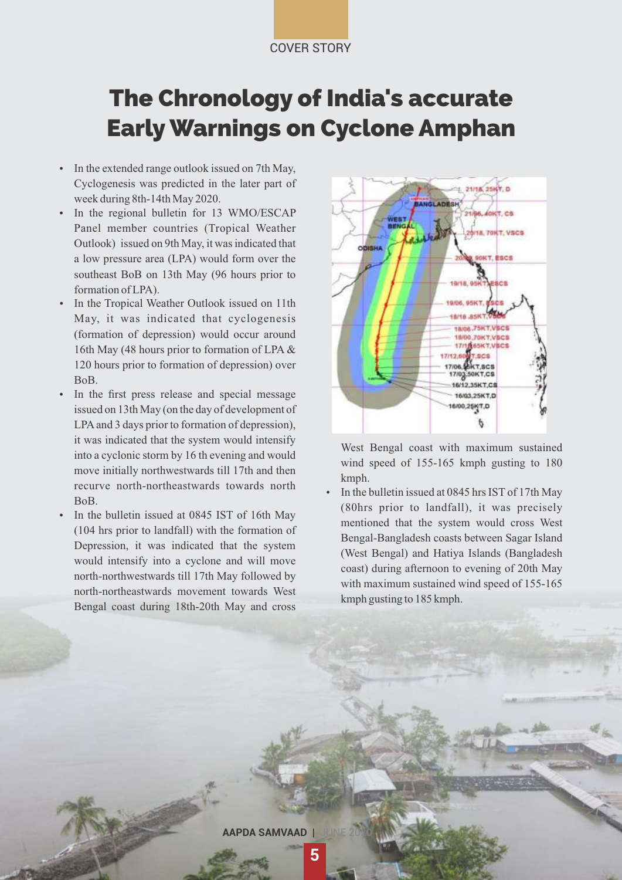COVER STORY

# The Chronology of India's accurate Early Warnings on Cyclone Amphan

- In the extended range outlook issued on 7th May, Cyclogenesis was predicted in the later part of week during 8th-14th May 2020.
- In the regional bulletin for 13 WMO/ESCAP Panel member countries (Tropical Weather Outlook) issued on 9th May, it was indicated that a low pressure area (LPA) would form over the southeast BoB on 13th May (96 hours prior to formation of LPA).
- In the Tropical Weather Outlook issued on 11th May, it was indicated that cyclogenesis (formation of depression) would occur around 16th May (48 hours prior to formation of LPA & 120 hours prior to formation of depression) over BoB.
- In the first press release and special message issued on 13th May (on the day of development of LPA and 3 days prior to formation of depression), it was indicated that the system would intensify into a cyclonic storm by 16 th evening and would move initially northwestwards till 17th and then recurve north-northeastwards towards north BoB.
- In the bulletin issued at 0845 IST of 16th May (104 hrs prior to landfall) with the formation of Depression, it was indicated that the system would intensify into a cyclone and will move north-northwestwards till 17th May followed by north-northeastwards movement towards West Bengal coast during 18th-20th May and cross West Bengal coast with maximum sustained wind speed of 155-165 kmph gusting to 180 kmph.
- In the bulletin issued at 0845 hrs IST of 17th May (80hrs prior to landfall), it was precisely mentioned that the system would cross West Bengal-Bangladesh coasts between Sagar Island (West Bengal) and Hatiya Islands (Bangladesh coast) during afternoon to evening of 20th May with maximum sustained wind speed of 155-165 kmph gusting to 185 kmph.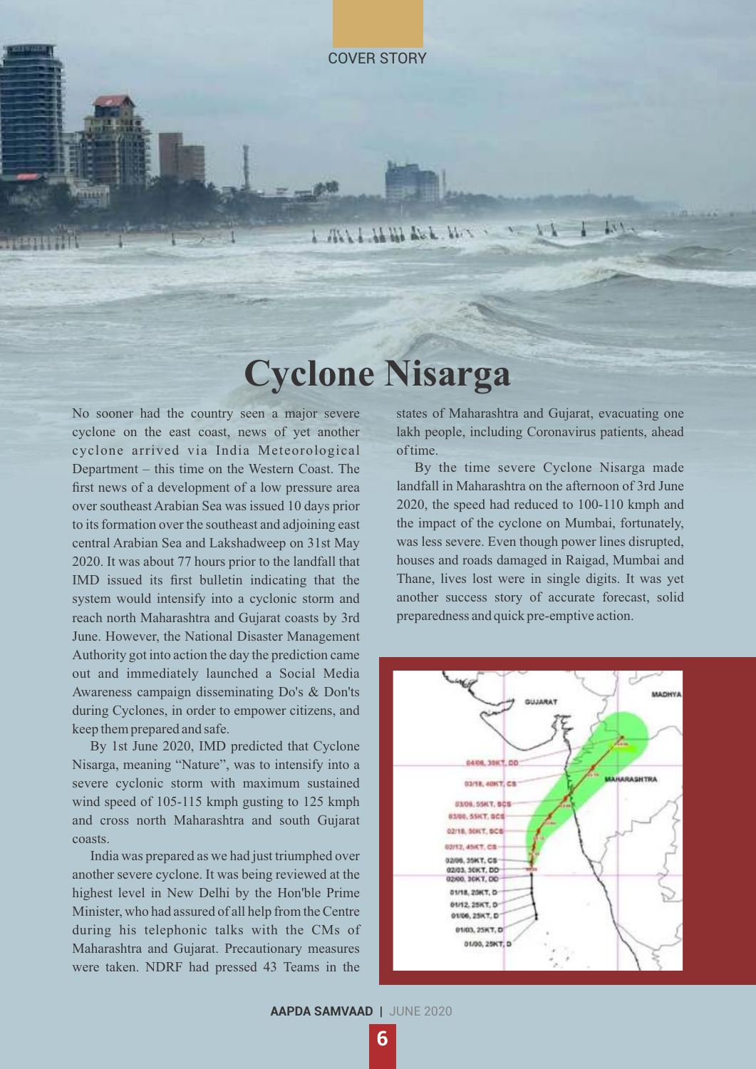COVER STORY

# Cyclone Nisarga

No sooner had the country seen a major severe cyclone on the east coast, news of yet another cyclone arrived via India Meteorological Department – this time on the Western Coast. The first news of a development of a low pressure area over southeast Arabian Sea was issued 10 days prior to its formation over the southeast and adjoining east central Arabian Sea and Lakshadweep on 31st May 2020. It was about 77 hours prior to the landfall that IMD issued its first bulletin indicating that the system would intensify into a cyclonic storm and reach north Maharashtra and Gujarat coasts by 3rd June. However, the National Disaster Management Authority got into action the day the prediction came out and immediately launched a Social Media Awareness campaign disseminating Do's & Don'ts during Cyclones, in order to empower citizens, and keep them prepared and safe.

By 1st June 2020, IMD predicted that Cyclone Nisarga, meaning "Nature", was to intensify into a severe cyclonic storm with maximum sustained wind speed of 105-115 kmph gusting to 125 kmph and cross north Maharashtra and south Gujarat coasts.

India was prepared as we had just triumphed over another severe cyclone. It was being reviewed at the highest level in New Delhi by the Hon'ble Prime Minister, who had assured of all help from the Centre during his telephonic talks with the CMs of Maharashtra and Gujarat. Precautionary measures were taken. NDRF had pressed 43 Teams in the states of Maharashtra and Gujarat, evacuating one lakh people, including Coronavirus patients, ahead of time.

By the time severe Cyclone Nisarga made landfall in Maharashtra on the afternoon of 3rd June 2020, the speed had reduced to 100-110 kmph and the impact of the cyclone on Mumbai, fortunately, was less severe. Even though power lines disrupted, houses and roads damaged in Raigad, Mumbai and Thane, lives lost were in single digits. It was yet another success story of accurate forecast, solid preparedness and quick pre-emptive action.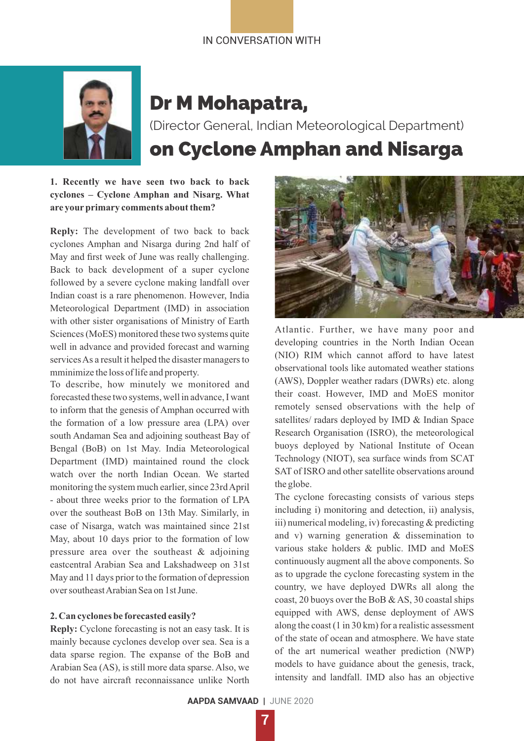IN CONVERSATION WITH

# Dr M Mohapatra,

(Director General, Indian Meteorological Department)

## on Cyclone Amphan and Nisarga

**1. Recently we have seen two back to back cyclones – Cyclone Amphan and Nisarg. What are your primary comments about them?**

**Reply:** The development of two back to back cyclones Amphan and Nisarga during 2nd half of May and first week of June was really challenging. Back to back development of a super cyclone followed by a severe cyclone making landfall over Indian coast is a rare phenomenon. However, India Meteorological Department (IMD) in association with other sister organisations of Ministry of Earth Sciences (MoES) monitored these two systems quite well in advance and provided forecast and warning services As a result it helped the disaster managers to mminimize the loss of life and property.

To describe, how minutely we monitored and forecasted these two systems, well in advance, I want to inform that the genesis of Amphan occurred with the formation of a low pressure area (LPA) over south Andaman Sea and adjoining southeast Bay of Bengal (BoB) on 1st May. India Meteorological Department (IMD) maintained round the clock watch over the north Indian Ocean. We started monitoring the system much earlier, since 23rd April - about three weeks prior to the formation of LPA over the southeast BoB on 13th May. Similarly, in case of Nisarga, watch was maintained since 21st May, about 10 days prior to the formation of low pressure area over the southeast & adjoining eastcentral Arabian Sea and Lakshadweep on 31st May and 11 days prior to the formation of depression over southeast Arabian Sea on 1st June.

**2. Can cyclones be forecasted easily?**

**Reply:** Cyclone forecasting is not an easy task. It is mainly because cyclones develop over sea. Sea is a data sparse region. The expanse of the BoB and Arabian Sea (AS), is still more data sparse. Also, we do not have aircraft reconnaissance unlike North Atlantic. Further, we have many poor and developing countries in the North Indian Ocean (NIO) RIM which cannot afford to have latest observational tools like automated weather stations (AWS), Doppler weather radars (DWRs) etc. along their coast. However, IMD and MoES monitor remotely sensed observations with the help of satellites/ radars deployed by IMD & Indian Space Research Organisation (ISRO), the meteorological buoys deployed by National Institute of Ocean Technology (NIOT), sea surface winds from SCAT SAT of ISRO and other satellite observations around the globe.

The cyclone forecasting consists of various steps including i) monitoring and detection, ii) analysis, iii) numerical modeling, iv) forecasting & predicting and v) warning generation & dissemination to various stake holders & public. IMD and MoES continuously augment all the above components. So as to upgrade the cyclone forecasting system in the country, we have deployed DWRs all along the coast, 20 buoys over the BoB & AS, 30 coastal ships equipped with AWS, dense deployment of AWS along the coast (1 in 30 km) for a realistic assessment of the state of ocean and atmosphere. We have state of the art numerical weather prediction (NWP) models to have guidance about the genesis, track, intensity and landfall. IMD also has an objective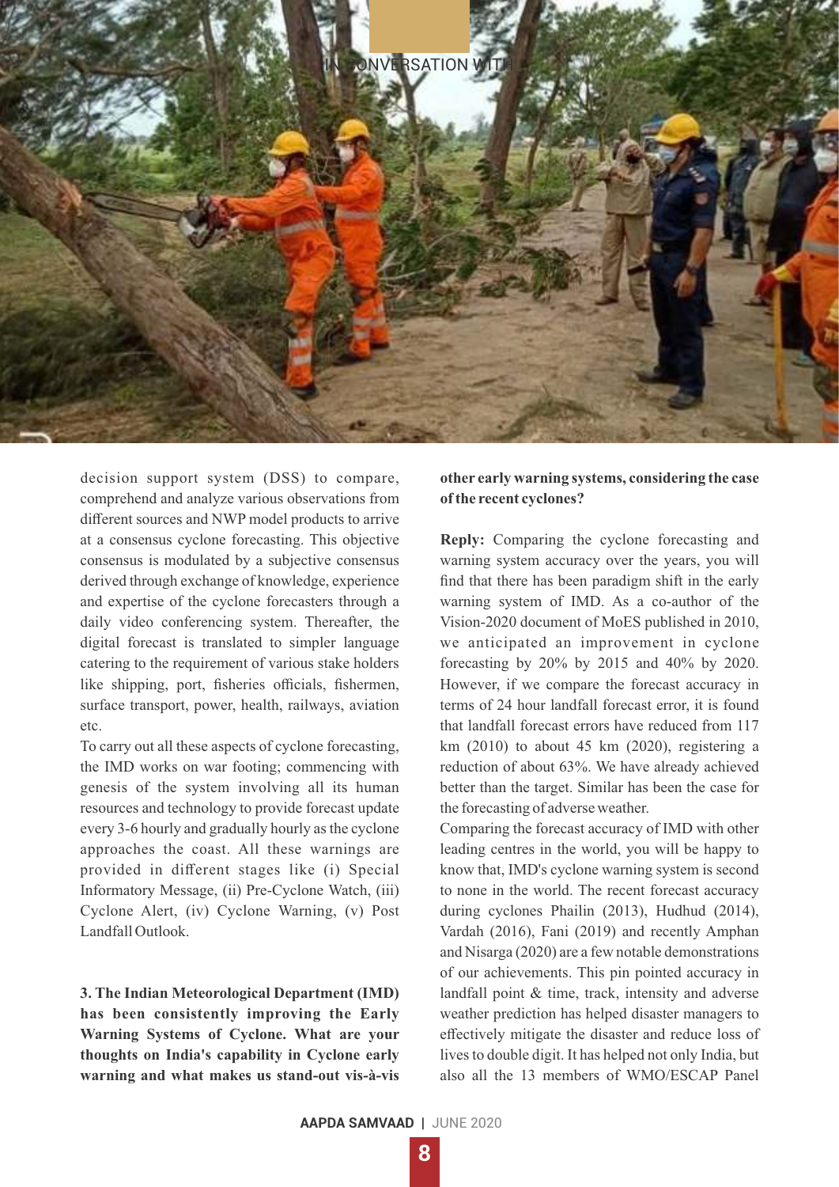decision support system (DSS) to compare, comprehend and analyze various observations from different sources and NWP model products to arrive at a consensus cyclone forecasting. This objective consensus is modulated by a subjective consensus derived through exchange of knowledge, experience and expertise of the cyclone forecasters through a daily video conferencing system. Thereafter, the digital forecast is translated to simpler language catering to the requirement of various stake holders like shipping, port, fisheries officials, fishermen, surface transport, power, health, railways, aviation etc.

To carry out all these aspects of cyclone forecasting, the IMD works on war footing; commencing with genesis of the system involving all its human resources and technology to provide forecast update every 3-6 hourly and gradually hourly as the cyclone approaches the coast. All these warnings are provided in different stages like (i) Special Informatory Message, (ii) Pre-Cyclone Watch, (iii) Cyclone Alert, (iv) Cyclone Warning, (v) Post Landfall Outlook.

**3. The Indian Meteorological Department (IMD) has been consistently improving the Early Warning Systems of Cyclone. What are your thoughts on India's capability in Cyclone early warning and what makes us stand-out vis-à-vis other early warning systems, considering the case of the recent cyclones?**

**Reply:** Comparing the cyclone forecasting and warning system accuracy over the years, you will find that there has been paradigm shift in the early warning system of IMD. As a co-author of the Vision-2020 document of MoES published in 2010, we anticipated an improvement in cyclone forecasting by 20% by 2015 and 40% by 2020. However, if we compare the forecast accuracy in terms of 24 hour landfall forecast error, it is found that landfall forecast errors have reduced from 117 km (2010) to about 45 km (2020), registering a reduction of about 63%. We have already achieved better than the target. Similar has been the case for the forecasting of adverse weather.

Comparing the forecast accuracy of IMD with other leading centres in the world, you will be happy to know that, IMD's cyclone warning system is second to none in the world. The recent forecast accuracy during cyclones Phailin (2013), Hudhud (2014), Vardah (2016), Fani (2019) and recently Amphan and Nisarga (2020) are a few notable demonstrations of our achievements. This pin pointed accuracy in landfall point & time, track, intensity and adverse weather prediction has helped disaster managers to effectively mitigate the disaster and reduce loss of lives to double digit. It has helped not only India, but also all the 13 members of WMO/ESCAP Panel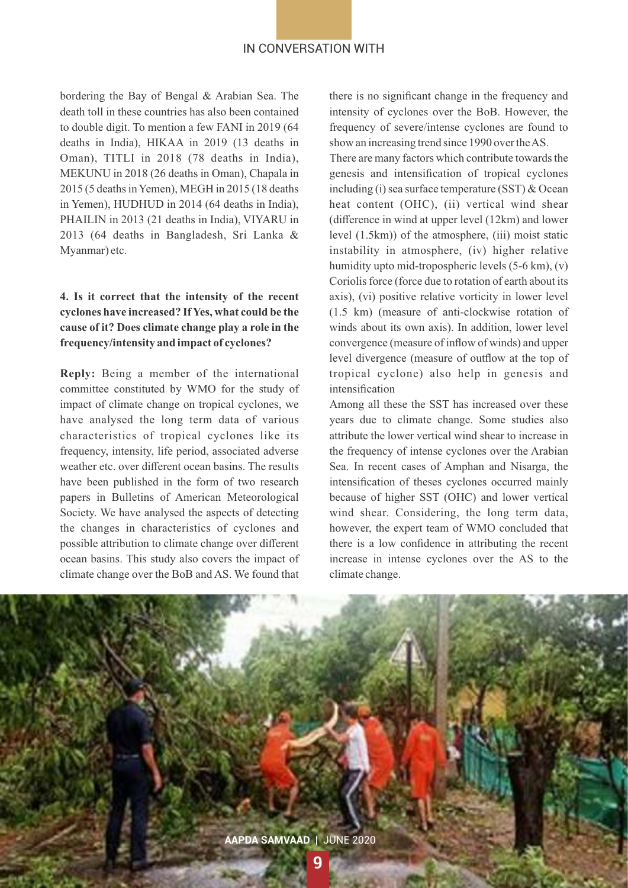bordering the Bay of Bengal & Arabian Sea. The death toll in these countries has also been contained to double digit. To mention a few FANI in 2019 (64 deaths in India), HIKAA in 2019 (13 deaths in Oman), TITLI in 2018 (78 deaths in India), MEKUNU in 2018 (26 deaths in Oman), Chapala in 2015 (5 deaths in Yemen), MEGH in 2015 (18 deaths in Yemen), HUDHUD in 2014 (64 deaths in India), PHAILIN in 2013 (21 deaths in India), VIYARU in 2013 (64 deaths in Bangladesh, Sri Lanka & Myanmar) etc.

**4. Is it correct that the intensity of the recent cyclones have increased? If Yes, what could be the cause of it? Does climate change play a role in the frequency/intensity and impact of cyclones?**

**Reply:** Being a member of the international committee constituted by WMO for the study of impact of climate change on tropical cyclones, we have analysed the long term data of various characteristics of tropical cyclones like its frequency, intensity, life period, associated adverse weather etc. over different ocean basins. The results have been published in the form of two research papers in Bulletins of American Meteorological Society. We have analysed the aspects of detecting the changes in characteristics of cyclones and possible attribution to climate change over different ocean basins. This study also covers the impact of climate change over the BoB and AS. We found that there is no significant change in the frequency and intensity of cyclones over the BoB. However, the frequency of severe/intense cyclones are found to show an increasing trend since 1990 over the AS.

There are many factors which contribute towards the genesis and intensification of tropical cyclones including (i) sea surface temperature (SST) & Ocean heat content (OHC), (ii) vertical wind shear (difference in wind at upper level (12km) and lower level (1.5km)) of the atmosphere, (iii) moist static instability in atmosphere, (iv) higher relative humidity upto mid-tropospheric levels (5-6 km), (v) Coriolis force (force due to rotation of earth about its axis), (vi) positive relative vorticity in lower level (1.5 km) (measure of anti-clockwise rotation of winds about its own axis). In addition, lower level convergence (measure of inflow of winds) and upper level divergence (measure of outflow at the top of tropical cyclone) also help in genesis and intensification

Among all these the SST has increased over these years due to climate change. Some studies also attribute the lower vertical wind shear to increase in the frequency of intense cyclones over the Arabian Sea. In recent cases of Amphan and Nisarga, the intensification of theses cyclones occurred mainly because of higher SST (OHC) and lower vertical wind shear. Considering, the long term data, however, the expert team of WMO concluded that there is a low confidence in attributing the recent increase in intense cyclones over the AS to the climate change.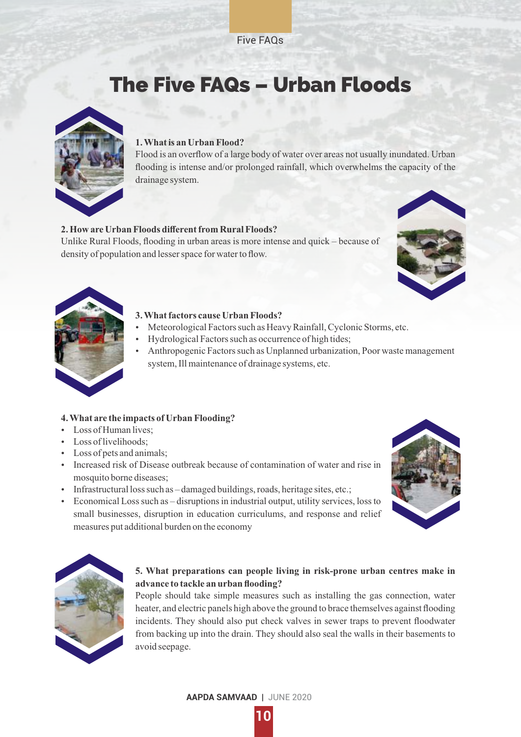# The Five FAQs – Urban Floods

**1. What is an Urban Flood?**

Flood is an overflow of a large body of water over areas not usually inundated. Urban flooding is intense and/or prolonged rainfall, which overwhelms the capacity of the drainage system.

**2. How are Urban Floods different from Rural Floods?**

Unlike Rural Floods, flooding in urban areas is more intense and quick – because of density of population and lesser space for water to flow.

**3. What factors cause Urban Floods?**

- Meteorological Factors such as Heavy Rainfall, Cyclonic Storms, etc.
- Hydrological Factors such as occurrence of high tides;
- Anthropogenic Factors such as Unplanned urbanization, Poor waste management system, Ill maintenance of drainage systems, etc.

**4. What are the impacts of Urban Flooding?**

- Loss of Human lives;
- Loss of livelihoods;
- Loss of pets and animals;
- Increased risk of Disease outbreak because of contamination of water and rise in mosquito borne diseases;
- Infrastructural loss such as – damaged buildings, roads, heritage sites, etc.;
- Economical Loss such as – disruptions in industrial output, utility services, loss to small businesses, disruption in education curriculums, and response and relief measures put additional burden on the economy

**5. What preparations can people living in risk-prone urban centres make in advance to tackle an urban flooding?**

People should take simple measures such as installing the gas connection, water heater, and electric panels high above the ground to brace themselves against flooding incidents. They should also put check valves in sewer traps to prevent floodwater from backing up into the drain. They should also seal the walls in their basements to avoid seepage.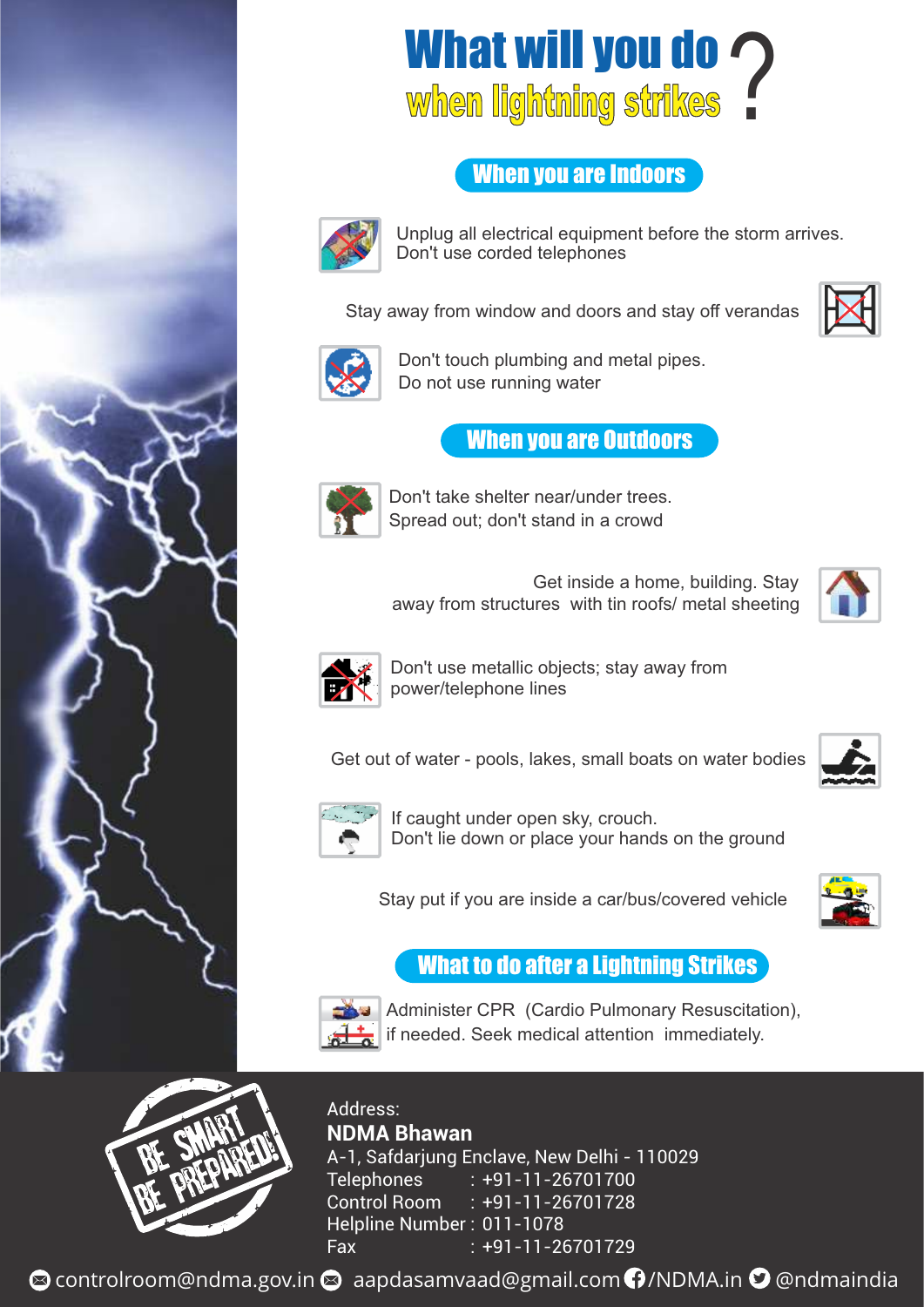# What will you do when lightning strikes?

## When you are Indoors

- Unplug all electrical equipment before the storm arrives. Don't use corded telephones
- Stay away from window and doors and stay off verandas
- Don't touch plumbing and metal pipes. Do not use running water

## When you are Outdoors

- Don't take shelter near/under trees. Spread out; don't stand in a crowd
- Get inside a home, building. Stay away from structures with tin roofs/ metal sheeting
- Don't use metallic objects; stay away from power/telephone lines
- Get out of water - pools, lakes, small boats on water bodies
- If caught under open sky, crouch. Don't lie down or place your hands on the ground
- Stay put if you are inside a car/bus/covered vehicle

## What to do after a Lightning Strikes

- Administer CPR (Cardio Pulmonary Resuscitation), if needed. Seek medical attention immediately.

BE SMART BE PREPARED!

Address:
**NDMA Bhawan**
A-1, Safdarjung Enclave, New Delhi - 110029
Telephones : +91-11-26701700
Control Room : +91-11-26701728
Helpline Number : 011-1078
Fax : +91-11-26701729

controlroom@ndma.gov.in aapdasamvaad@gmail.com /NDMA.in @ndmaindia